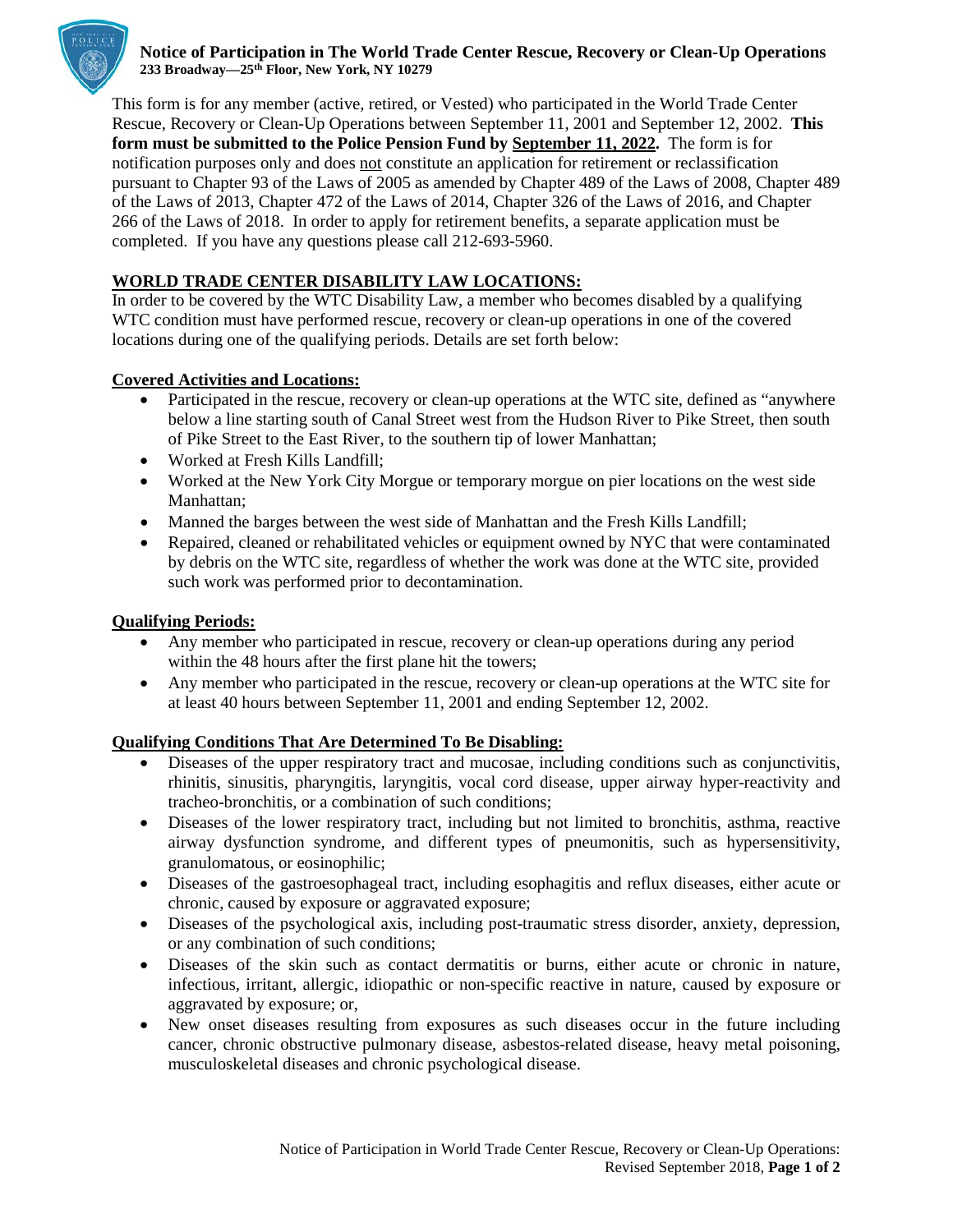# Notice of Participation in The World Trade Center Rescue, Recovery or Clean-Up Operations

**233 Broadway—25th Floor, New York, NY 10279**

This form is for any member (active, retired, or Vested) who participated in the World Trade Center Rescue, Recovery or Clean-Up Operations between September 11, 2001 and September 12, 2002. **This form must be submitted to the Police Pension Fund by September 11, 2022.** The form is for notification purposes only and does not constitute an application for retirement or reclassification pursuant to Chapter 93 of the Laws of 2005 as amended by Chapter 489 of the Laws of 2008, Chapter 489 of the Laws of 2013, Chapter 472 of the Laws of 2014, Chapter 326 of the Laws of 2016, and Chapter 266 of the Laws of 2018. In order to apply for retirement benefits, a separate application must be completed. If you have any questions please call 212-693-5960.

## WORLD TRADE CENTER DISABILITY LAW LOCATIONS:

In order to be covered by the WTC Disability Law, a member who becomes disabled by a qualifying WTC condition must have performed rescue, recovery or clean-up operations in one of the covered locations during one of the qualifying periods. Details are set forth below:

### Covered Activities and Locations:

- Participated in the rescue, recovery or clean-up operations at the WTC site, defined as "anywhere below a line starting south of Canal Street west from the Hudson River to Pike Street, then south of Pike Street to the East River, to the southern tip of lower Manhattan;
- Worked at Fresh Kills Landfill;
- Worked at the New York City Morgue or temporary morgue on pier locations on the west side Manhattan;
- Manned the barges between the west side of Manhattan and the Fresh Kills Landfill;
- Repaired, cleaned or rehabilitated vehicles or equipment owned by NYC that were contaminated by debris on the WTC site, regardless of whether the work was done at the WTC site, provided such work was performed prior to decontamination.

### Qualifying Periods:

- Any member who participated in rescue, recovery or clean-up operations during any period within the 48 hours after the first plane hit the towers;
- Any member who participated in the rescue, recovery or clean-up operations at the WTC site for at least 40 hours between September 11, 2001 and ending September 12, 2002.

### Qualifying Conditions That Are Determined To Be Disabling:

- Diseases of the upper respiratory tract and mucosae, including conditions such as conjunctivitis, rhinitis, sinusitis, pharyngitis, laryngitis, vocal cord disease, upper airway hyper-reactivity and tracheo-bronchitis, or a combination of such conditions;
- Diseases of the lower respiratory tract, including but not limited to bronchitis, asthma, reactive airway dysfunction syndrome, and different types of pneumonitis, such as hypersensitivity, granulomatous, or eosinophilic;
- Diseases of the gastroesophageal tract, including esophagitis and reflux diseases, either acute or chronic, caused by exposure or aggravated exposure;
- Diseases of the psychological axis, including post-traumatic stress disorder, anxiety, depression, or any combination of such conditions;
- Diseases of the skin such as contact dermatitis or burns, either acute or chronic in nature, infectious, irritant, allergic, idiopathic or non-specific reactive in nature, caused by exposure or aggravated by exposure; or,
- New onset diseases resulting from exposures as such diseases occur in the future including cancer, chronic obstructive pulmonary disease, asbestos-related disease, heavy metal poisoning, musculoskeletal diseases and chronic psychological disease.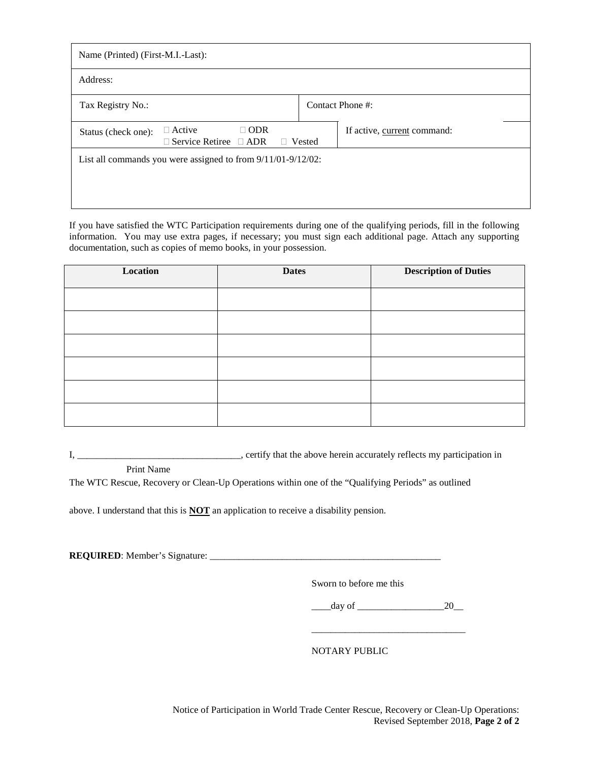| | |
|---|---|
| Name (Printed) (First-M.I.-Last): | |
| Address: | |
| Tax Registry No.: | Contact Phone #: |
| Status (check one): ☐ Active ☐ ODR ☐ Service Retiree ☐ ADR ☐ Vested | If active, <u>current</u> command: |
| List all commands you were assigned to from 9/11/01-9/12/02: | |

If you have satisfied the WTC Participation requirements during one of the qualifying periods, fill in the following information. You may use extra pages, if necessary; you must sign each additional page. Attach any supporting documentation, such as copies of memo books, in your possession.

| Location | Dates | Description of Duties |
|---|---|---|
| | | |
| | | |
| | | |
| | | |
| | | |
| | | |

I, __________________________________, certify that the above herein accurately reflects my participation in
Print Name
The WTC Rescue, Recovery or Clean-Up Operations within one of the "Qualifying Periods" as outlined

above. I understand that this is **<u>NOT</u>** an application to receive a disability pension.

**REQUIRED**: Member's Signature: __________________________________________________

Sworn to before me this

____day of __________________20__

________________________________

NOTARY PUBLIC

Notice of Participation in World Trade Center Rescue, Recovery or Clean-Up Operations: Revised September 2018